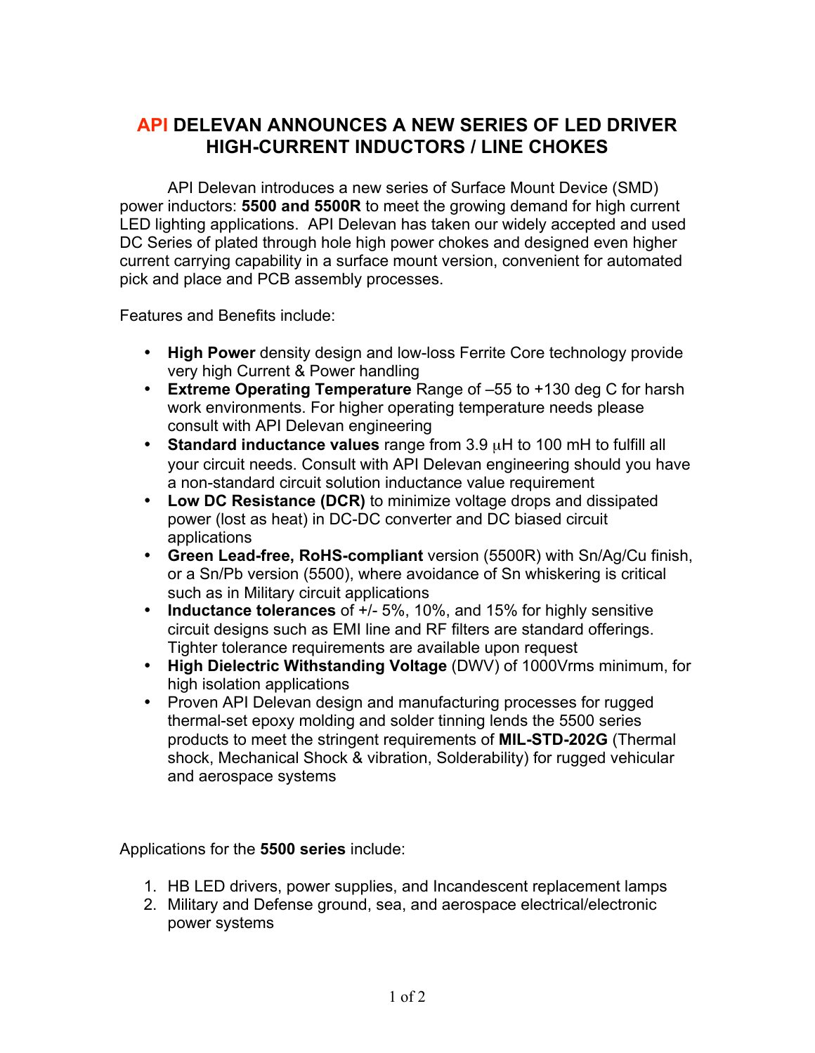# API DELEVAN ANNOUNCES A NEW SERIES OF LED DRIVER HIGH-CURRENT INDUCTORS / LINE CHOKES

API Delevan introduces a new series of Surface Mount Device (SMD) power inductors: **5500 and 5500R** to meet the growing demand for high current LED lighting applications. API Delevan has taken our widely accepted and used DC Series of plated through hole high power chokes and designed even higher current carrying capability in a surface mount version, convenient for automated pick and place and PCB assembly processes.

Features and Benefits include:

- **High Power** density design and low-loss Ferrite Core technology provide very high Current & Power handling
- **Extreme Operating Temperature** Range of –55 to +130 deg C for harsh work environments. For higher operating temperature needs please consult with API Delevan engineering
- **Standard inductance values** range from 3.9 μH to 100 mH to fulfill all your circuit needs. Consult with API Delevan engineering should you have a non-standard circuit solution inductance value requirement
- **Low DC Resistance (DCR)** to minimize voltage drops and dissipated power (lost as heat) in DC-DC converter and DC biased circuit applications
- **Green Lead-free, RoHS-compliant** version (5500R) with Sn/Ag/Cu finish, or a Sn/Pb version (5500), where avoidance of Sn whiskering is critical such as in Military circuit applications
- **Inductance tolerances** of +/- 5%, 10%, and 15% for highly sensitive circuit designs such as EMI line and RF filters are standard offerings. Tighter tolerance requirements are available upon request
- **High Dielectric Withstanding Voltage** (DWV) of 1000Vrms minimum, for high isolation applications
- Proven API Delevan design and manufacturing processes for rugged thermal-set epoxy molding and solder tinning lends the 5500 series products to meet the stringent requirements of **MIL-STD-202G** (Thermal shock, Mechanical Shock & vibration, Solderability) for rugged vehicular and aerospace systems

Applications for the **5500 series** include:

1. HB LED drivers, power supplies, and Incandescent replacement lamps
2. Military and Defense ground, sea, and aerospace electrical/electronic power systems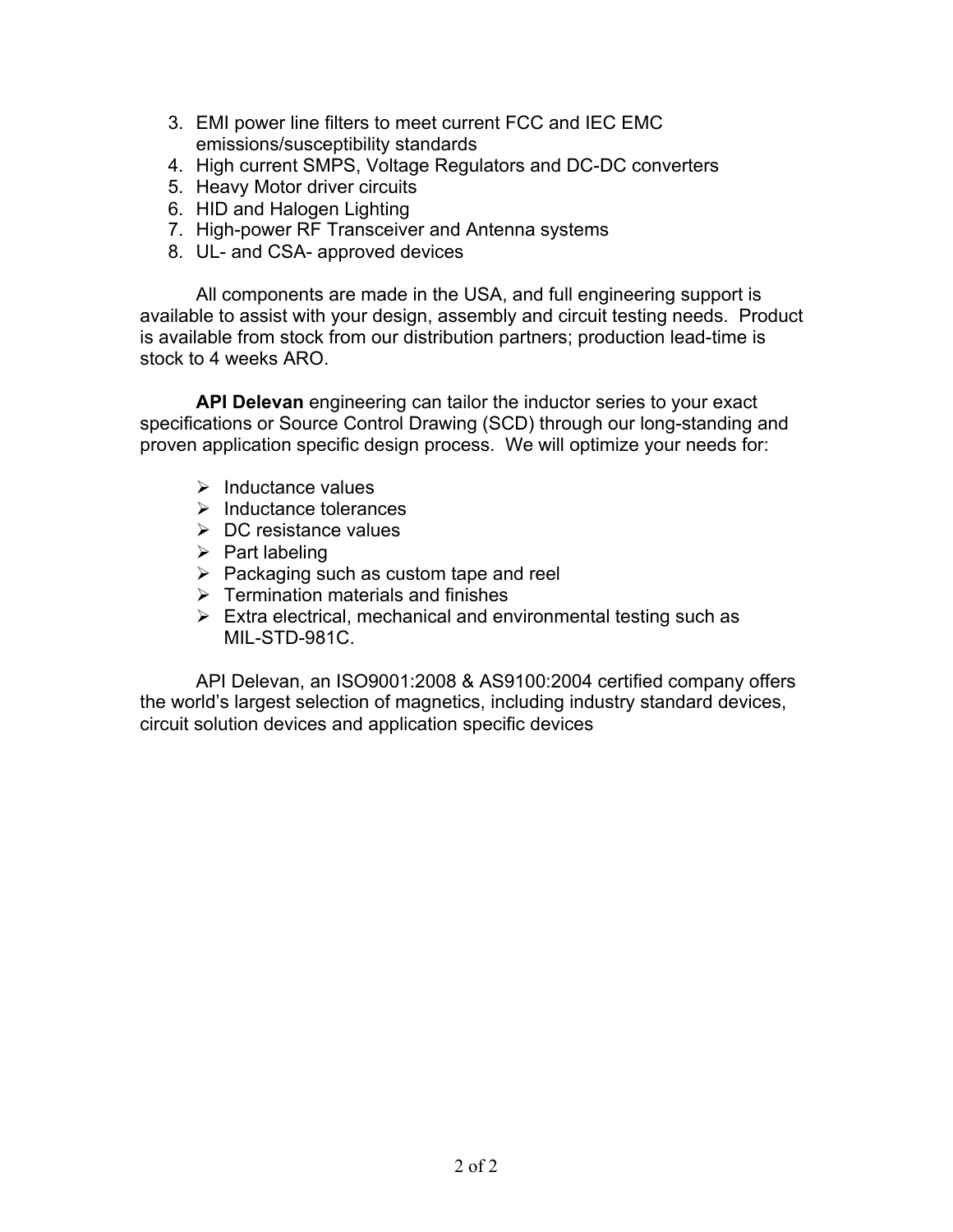3. EMI power line filters to meet current FCC and IEC EMC emissions/susceptibility standards
4. High current SMPS, Voltage Regulators and DC-DC converters
5. Heavy Motor driver circuits
6. HID and Halogen Lighting
7. High-power RF Transceiver and Antenna systems
8. UL- and CSA- approved devices

All components are made in the USA, and full engineering support is available to assist with your design, assembly and circuit testing needs. Product is available from stock from our distribution partners; production lead-time is stock to 4 weeks ARO.

**API Delevan** engineering can tailor the inductor series to your exact specifications or Source Control Drawing (SCD) through our long-standing and proven application specific design process. We will optimize your needs for:

- Inductance values
- Inductance tolerances
- DC resistance values
- Part labeling
- Packaging such as custom tape and reel
- Termination materials and finishes
- Extra electrical, mechanical and environmental testing such as MIL-STD-981C.

API Delevan, an ISO9001:2008 & AS9100:2004 certified company offers the world's largest selection of magnetics, including industry standard devices, circuit solution devices and application specific devices